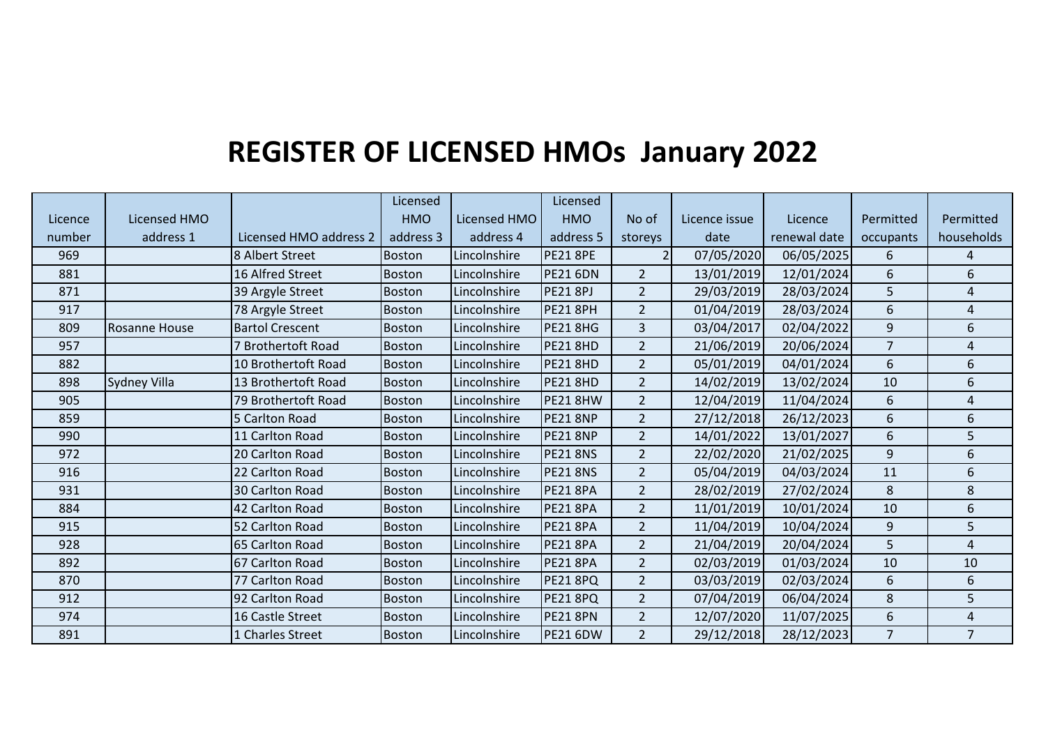# REGISTER OF LICENSED HMOs January 2022

| Licence number | Licensed HMO address 1 | Licensed HMO address 2 | Licensed HMO address 3 | Licensed HMO address 4 | Licensed HMO address 5 | No of storeys | Licence issue date | Licence renewal date | Permitted occupants | Permitted households |
|---|---|---|---|---|---|---|---|---|---|---|
| 969 | | 8 Albert Street | Boston | Lincolnshire | PE21 8PE | 2 | 07/05/2020 | 06/05/2025 | 6 | 4 |
| 881 | | 16 Alfred Street | Boston | Lincolnshire | PE21 6DN | 2 | 13/01/2019 | 12/01/2024 | 6 | 6 |
| 871 | | 39 Argyle Street | Boston | Lincolnshire | PE21 8PJ | 2 | 29/03/2019 | 28/03/2024 | 5 | 4 |
| 917 | | 78 Argyle Street | Boston | Lincolnshire | PE21 8PH | 2 | 01/04/2019 | 28/03/2024 | 6 | 4 |
| 809 | Rosanne House | Bartol Crescent | Boston | Lincolnshire | PE21 8HG | 3 | 03/04/2017 | 02/04/2022 | 9 | 6 |
| 957 | | 7 Brothertoft Road | Boston | Lincolnshire | PE21 8HD | 2 | 21/06/2019 | 20/06/2024 | 7 | 4 |
| 882 | | 10 Brothertoft Road | Boston | Lincolnshire | PE21 8HD | 2 | 05/01/2019 | 04/01/2024 | 6 | 6 |
| 898 | Sydney Villa | 13 Brothertoft Road | Boston | Lincolnshire | PE21 8HD | 2 | 14/02/2019 | 13/02/2024 | 10 | 6 |
| 905 | | 79 Brothertoft Road | Boston | Lincolnshire | PE21 8HW | 2 | 12/04/2019 | 11/04/2024 | 6 | 4 |
| 859 | | 5 Carlton Road | Boston | Lincolnshire | PE21 8NP | 2 | 27/12/2018 | 26/12/2023 | 6 | 6 |
| 990 | | 11 Carlton Road | Boston | Lincolnshire | PE21 8NP | 2 | 14/01/2022 | 13/01/2027 | 6 | 5 |
| 972 | | 20 Carlton Road | Boston | Lincolnshire | PE21 8NS | 2 | 22/02/2020 | 21/02/2025 | 9 | 6 |
| 916 | | 22 Carlton Road | Boston | Lincolnshire | PE21 8NS | 2 | 05/04/2019 | 04/03/2024 | 11 | 6 |
| 931 | | 30 Carlton Road | Boston | Lincolnshire | PE21 8PA | 2 | 28/02/2019 | 27/02/2024 | 8 | 8 |
| 884 | | 42 Carlton Road | Boston | Lincolnshire | PE21 8PA | 2 | 11/01/2019 | 10/01/2024 | 10 | 6 |
| 915 | | 52 Carlton Road | Boston | Lincolnshire | PE21 8PA | 2 | 11/04/2019 | 10/04/2024 | 9 | 5 |
| 928 | | 65 Carlton Road | Boston | Lincolnshire | PE21 8PA | 2 | 21/04/2019 | 20/04/2024 | 5 | 4 |
| 892 | | 67 Carlton Road | Boston | Lincolnshire | PE21 8PA | 2 | 02/03/2019 | 01/03/2024 | 10 | 10 |
| 870 | | 77 Carlton Road | Boston | Lincolnshire | PE21 8PQ | 2 | 03/03/2019 | 02/03/2024 | 6 | 6 |
| 912 | | 92 Carlton Road | Boston | Lincolnshire | PE21 8PQ | 2 | 07/04/2019 | 06/04/2024 | 8 | 5 |
| 974 | | 16 Castle Street | Boston | Lincolnshire | PE21 8PN | 2 | 12/07/2020 | 11/07/2025 | 6 | 4 |
| 891 | | 1 Charles Street | Boston | Lincolnshire | PE21 6DW | 2 | 29/12/2018 | 28/12/2023 | 7 | 7 |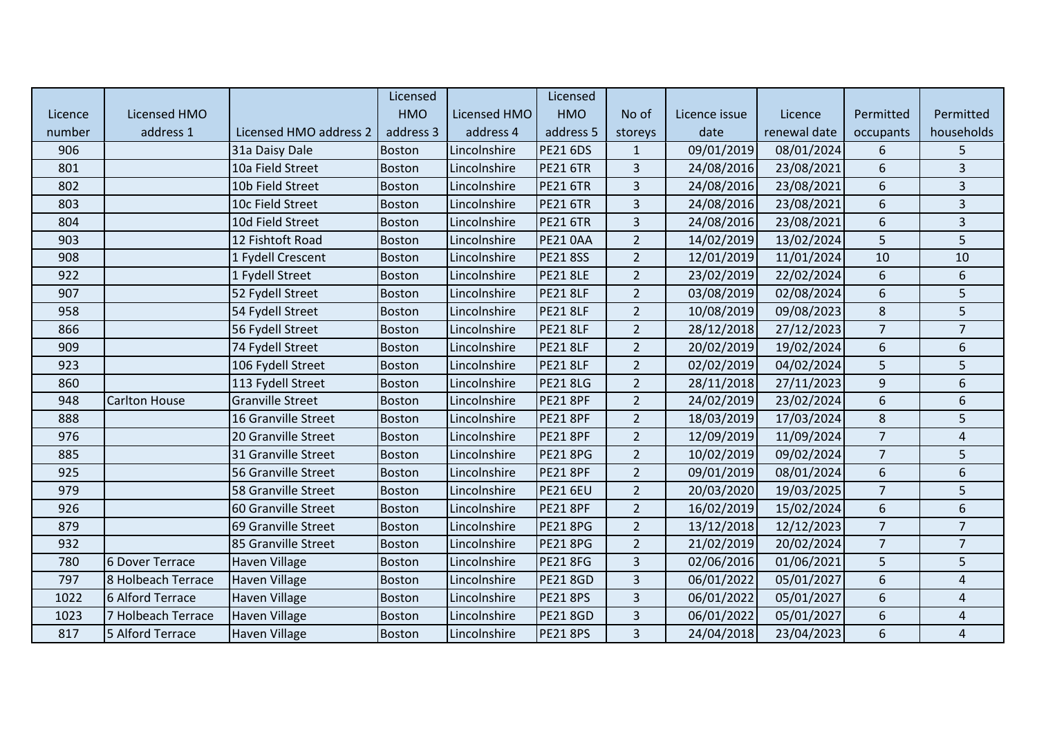| Licence number | Licensed HMO address 1 | Licensed HMO address 2 | Licensed HMO address 3 | Licensed HMO address 4 | Licensed HMO address 5 | No of storeys | Licence issue date | Licence renewal date | Permitted occupants | Permitted households |
|---|---|---|---|---|---|---|---|---|---|---|
| 906 | | 31a Daisy Dale | Boston | Lincolnshire | PE21 6DS | 1 | 09/01/2019 | 08/01/2024 | 6 | 5 |
| 801 | | 10a Field Street | Boston | Lincolnshire | PE21 6TR | 3 | 24/08/2016 | 23/08/2021 | 6 | 3 |
| 802 | | 10b Field Street | Boston | Lincolnshire | PE21 6TR | 3 | 24/08/2016 | 23/08/2021 | 6 | 3 |
| 803 | | 10c Field Street | Boston | Lincolnshire | PE21 6TR | 3 | 24/08/2016 | 23/08/2021 | 6 | 3 |
| 804 | | 10d Field Street | Boston | Lincolnshire | PE21 6TR | 3 | 24/08/2016 | 23/08/2021 | 6 | 3 |
| 903 | | 12 Fishtoft Road | Boston | Lincolnshire | PE21 0AA | 2 | 14/02/2019 | 13/02/2024 | 5 | 5 |
| 908 | | 1 Fydell Crescent | Boston | Lincolnshire | PE21 8SS | 2 | 12/01/2019 | 11/01/2024 | 10 | 10 |
| 922 | | 1 Fydell Street | Boston | Lincolnshire | PE21 8LE | 2 | 23/02/2019 | 22/02/2024 | 6 | 6 |
| 907 | | 52 Fydell Street | Boston | Lincolnshire | PE21 8LF | 2 | 03/08/2019 | 02/08/2024 | 6 | 5 |
| 958 | | 54 Fydell Street | Boston | Lincolnshire | PE21 8LF | 2 | 10/08/2019 | 09/08/2023 | 8 | 5 |
| 866 | | 56 Fydell Street | Boston | Lincolnshire | PE21 8LF | 2 | 28/12/2018 | 27/12/2023 | 7 | 7 |
| 909 | | 74 Fydell Street | Boston | Lincolnshire | PE21 8LF | 2 | 20/02/2019 | 19/02/2024 | 6 | 6 |
| 923 | | 106 Fydell Street | Boston | Lincolnshire | PE21 8LF | 2 | 02/02/2019 | 04/02/2024 | 5 | 5 |
| 860 | | 113 Fydell Street | Boston | Lincolnshire | PE21 8LG | 2 | 28/11/2018 | 27/11/2023 | 9 | 6 |
| 948 | Carlton House | Granville Street | Boston | Lincolnshire | PE21 8PF | 2 | 24/02/2019 | 23/02/2024 | 6 | 6 |
| 888 | | 16 Granville Street | Boston | Lincolnshire | PE21 8PF | 2 | 18/03/2019 | 17/03/2024 | 8 | 5 |
| 976 | | 20 Granville Street | Boston | Lincolnshire | PE21 8PF | 2 | 12/09/2019 | 11/09/2024 | 7 | 4 |
| 885 | | 31 Granville Street | Boston | Lincolnshire | PE21 8PG | 2 | 10/02/2019 | 09/02/2024 | 7 | 5 |
| 925 | | 56 Granville Street | Boston | Lincolnshire | PE21 8PF | 2 | 09/01/2019 | 08/01/2024 | 6 | 6 |
| 979 | | 58 Granville Street | Boston | Lincolnshire | PE21 6EU | 2 | 20/03/2020 | 19/03/2025 | 7 | 5 |
| 926 | | 60 Granville Street | Boston | Lincolnshire | PE21 8PF | 2 | 16/02/2019 | 15/02/2024 | 6 | 6 |
| 879 | | 69 Granville Street | Boston | Lincolnshire | PE21 8PG | 2 | 13/12/2018 | 12/12/2023 | 7 | 7 |
| 932 | | 85 Granville Street | Boston | Lincolnshire | PE21 8PG | 2 | 21/02/2019 | 20/02/2024 | 7 | 7 |
| 780 | 6 Dover Terrace | Haven Village | Boston | Lincolnshire | PE21 8FG | 3 | 02/06/2016 | 01/06/2021 | 5 | 5 |
| 797 | 8 Holbeach Terrace | Haven Village | Boston | Lincolnshire | PE21 8GD | 3 | 06/01/2022 | 05/01/2027 | 6 | 4 |
| 1022 | 6 Alford Terrace | Haven Village | Boston | Lincolnshire | PE21 8PS | 3 | 06/01/2022 | 05/01/2027 | 6 | 4 |
| 1023 | 7 Holbeach Terrace | Haven Village | Boston | Lincolnshire | PE21 8GD | 3 | 06/01/2022 | 05/01/2027 | 6 | 4 |
| 817 | 5 Alford Terrace | Haven Village | Boston | Lincolnshire | PE21 8PS | 3 | 24/04/2018 | 23/04/2023 | 6 | 4 |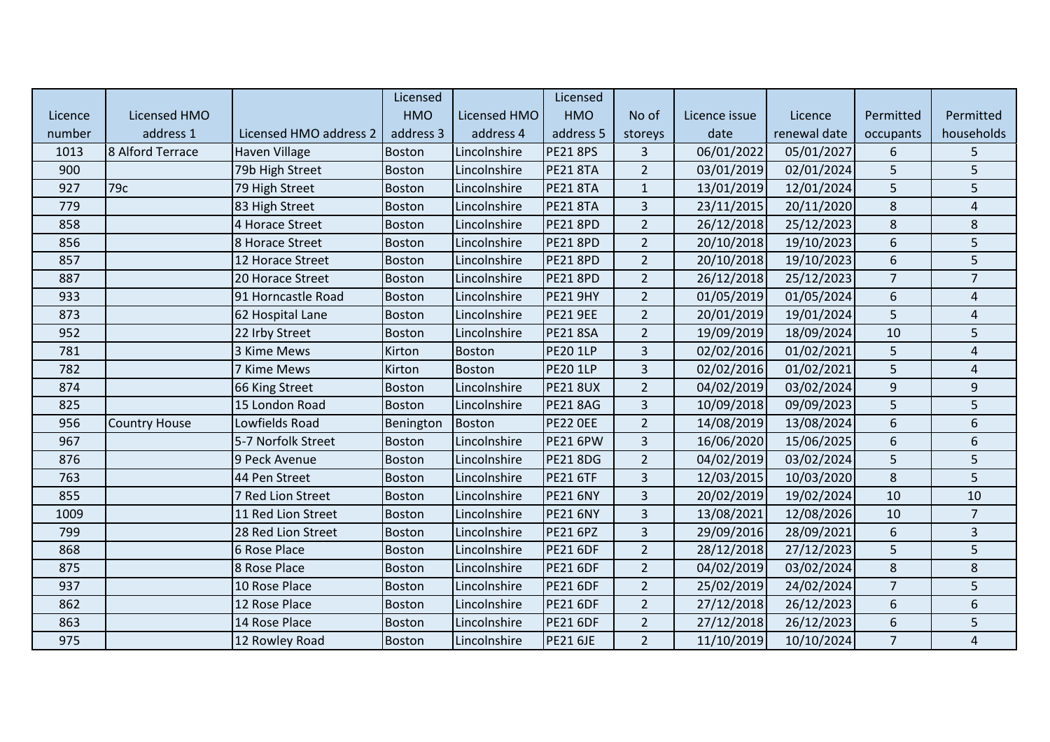| Licence number | Licensed HMO address 1 | Licensed HMO address 2 | Licensed HMO address 3 | Licensed HMO address 4 | Licensed HMO address 5 | No of storeys | Licence issue date | Licence renewal date | Permitted occupants | Permitted households |
|---|---|---|---|---|---|---|---|---|---|---|
| 1013 | 8 Alford Terrace | Haven Village | Boston | Lincolnshire | PE21 8PS | 3 | 06/01/2022 | 05/01/2027 | 6 | 5 |
| 900 | | 79b High Street | Boston | Lincolnshire | PE21 8TA | 2 | 03/01/2019 | 02/01/2024 | 5 | 5 |
| 927 | 79c | 79 High Street | Boston | Lincolnshire | PE21 8TA | 1 | 13/01/2019 | 12/01/2024 | 5 | 5 |
| 779 | | 83 High Street | Boston | Lincolnshire | PE21 8TA | 3 | 23/11/2015 | 20/11/2020 | 8 | 4 |
| 858 | | 4 Horace Street | Boston | Lincolnshire | PE21 8PD | 2 | 26/12/2018 | 25/12/2023 | 8 | 8 |
| 856 | | 8 Horace Street | Boston | Lincolnshire | PE21 8PD | 2 | 20/10/2018 | 19/10/2023 | 6 | 5 |
| 857 | | 12 Horace Street | Boston | Lincolnshire | PE21 8PD | 2 | 20/10/2018 | 19/10/2023 | 6 | 5 |
| 887 | | 20 Horace Street | Boston | Lincolnshire | PE21 8PD | 2 | 26/12/2018 | 25/12/2023 | 7 | 7 |
| 933 | | 91 Horncastle Road | Boston | Lincolnshire | PE21 9HY | 2 | 01/05/2019 | 01/05/2024 | 6 | 4 |
| 873 | | 62 Hospital Lane | Boston | Lincolnshire | PE21 9EE | 2 | 20/01/2019 | 19/01/2024 | 5 | 4 |
| 952 | | 22 Irby Street | Boston | Lincolnshire | PE21 8SA | 2 | 19/09/2019 | 18/09/2024 | 10 | 5 |
| 781 | | 3 Kime Mews | Kirton | Boston | PE20 1LP | 3 | 02/02/2016 | 01/02/2021 | 5 | 4 |
| 782 | | 7 Kime Mews | Kirton | Boston | PE20 1LP | 3 | 02/02/2016 | 01/02/2021 | 5 | 4 |
| 874 | | 66 King Street | Boston | Lincolnshire | PE21 8UX | 2 | 04/02/2019 | 03/02/2024 | 9 | 9 |
| 825 | | 15 London Road | Boston | Lincolnshire | PE21 8AG | 3 | 10/09/2018 | 09/09/2023 | 5 | 5 |
| 956 | Country House | Lowfields Road | Benington | Boston | PE22 0EE | 2 | 14/08/2019 | 13/08/2024 | 6 | 6 |
| 967 | | 5-7 Norfolk Street | Boston | Lincolnshire | PE21 6PW | 3 | 16/06/2020 | 15/06/2025 | 6 | 6 |
| 876 | | 9 Peck Avenue | Boston | Lincolnshire | PE21 8DG | 2 | 04/02/2019 | 03/02/2024 | 5 | 5 |
| 763 | | 44 Pen Street | Boston | Lincolnshire | PE21 6TF | 3 | 12/03/2015 | 10/03/2020 | 8 | 5 |
| 855 | | 7 Red Lion Street | Boston | Lincolnshire | PE21 6NY | 3 | 20/02/2019 | 19/02/2024 | 10 | 10 |
| 1009 | | 11 Red Lion Street | Boston | Lincolnshire | PE21 6NY | 3 | 13/08/2021 | 12/08/2026 | 10 | 7 |
| 799 | | 28 Red Lion Street | Boston | Lincolnshire | PE21 6PZ | 3 | 29/09/2016 | 28/09/2021 | 6 | 3 |
| 868 | | 6 Rose Place | Boston | Lincolnshire | PE21 6DF | 2 | 28/12/2018 | 27/12/2023 | 5 | 5 |
| 875 | | 8 Rose Place | Boston | Lincolnshire | PE21 6DF | 2 | 04/02/2019 | 03/02/2024 | 8 | 8 |
| 937 | | 10 Rose Place | Boston | Lincolnshire | PE21 6DF | 2 | 25/02/2019 | 24/02/2024 | 7 | 5 |
| 862 | | 12 Rose Place | Boston | Lincolnshire | PE21 6DF | 2 | 27/12/2018 | 26/12/2023 | 6 | 6 |
| 863 | | 14 Rose Place | Boston | Lincolnshire | PE21 6DF | 2 | 27/12/2018 | 26/12/2023 | 6 | 5 |
| 975 | | 12 Rowley Road | Boston | Lincolnshire | PE21 6JE | 2 | 11/10/2019 | 10/10/2024 | 7 | 4 |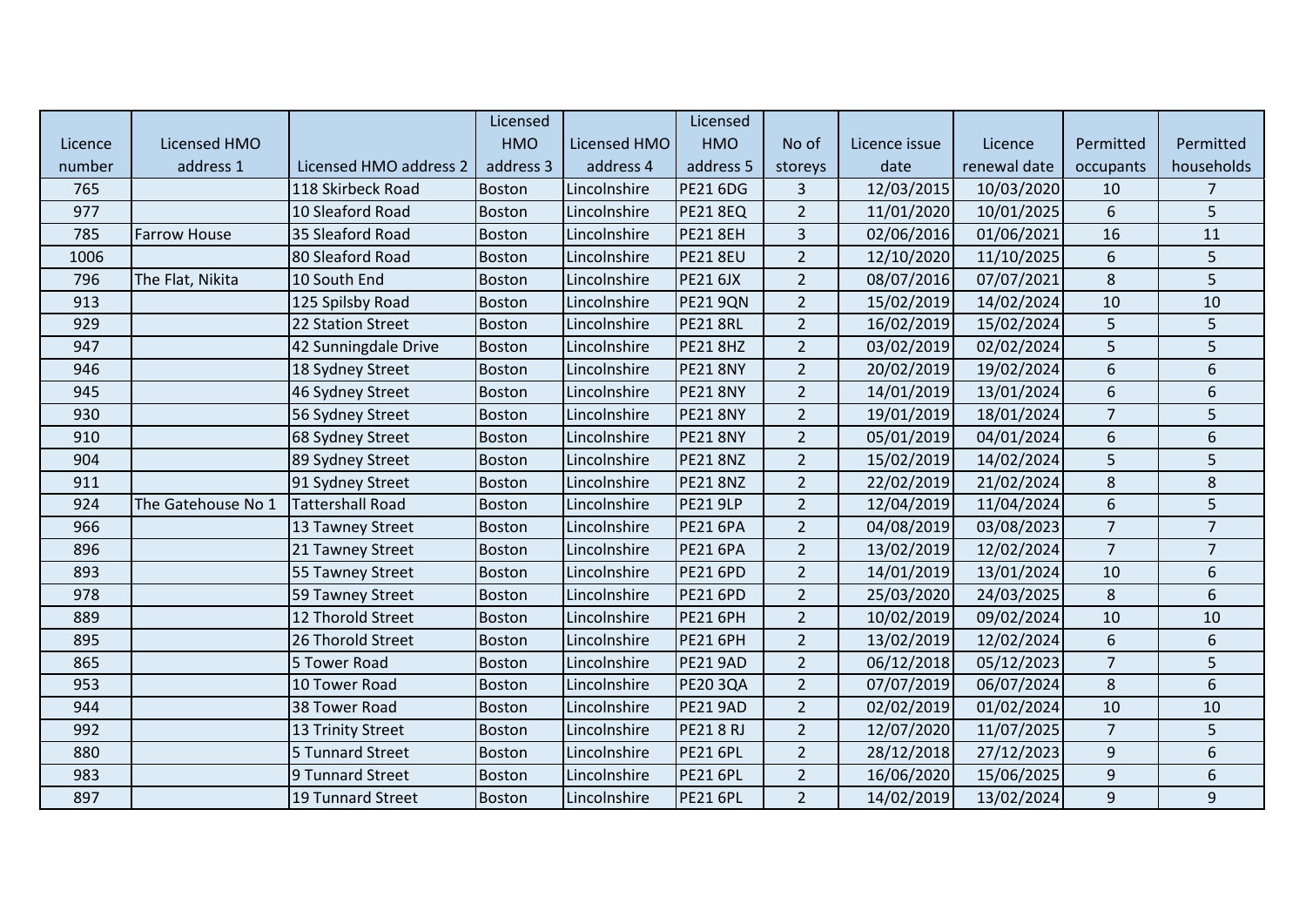| Licence number | Licensed HMO address 1 | Licensed HMO address 2 | Licensed HMO address 3 | Licensed HMO address 4 | Licensed HMO address 5 | No of storeys | Licence issue date | Licence renewal date | Permitted occupants | Permitted households |
|---|---|---|---|---|---|---|---|---|---|---|
| 765 | | 118 Skirbeck Road | Boston | Lincolnshire | PE21 6DG | 3 | 12/03/2015 | 10/03/2020 | 10 | 7 |
| 977 | | 10 Sleaford Road | Boston | Lincolnshire | PE21 8EQ | 2 | 11/01/2020 | 10/01/2025 | 6 | 5 |
| 785 | Farrow House | 35 Sleaford Road | Boston | Lincolnshire | PE21 8EH | 3 | 02/06/2016 | 01/06/2021 | 16 | 11 |
| 1006 | | 80 Sleaford Road | Boston | Lincolnshire | PE21 8EU | 2 | 12/10/2020 | 11/10/2025 | 6 | 5 |
| 796 | The Flat, Nikita | 10 South End | Boston | Lincolnshire | PE21 6JX | 2 | 08/07/2016 | 07/07/2021 | 8 | 5 |
| 913 | | 125 Spilsby Road | Boston | Lincolnshire | PE21 9QN | 2 | 15/02/2019 | 14/02/2024 | 10 | 10 |
| 929 | | 22 Station Street | Boston | Lincolnshire | PE21 8RL | 2 | 16/02/2019 | 15/02/2024 | 5 | 5 |
| 947 | | 42 Sunningdale Drive | Boston | Lincolnshire | PE21 8HZ | 2 | 03/02/2019 | 02/02/2024 | 5 | 5 |
| 946 | | 18 Sydney Street | Boston | Lincolnshire | PE21 8NY | 2 | 20/02/2019 | 19/02/2024 | 6 | 6 |
| 945 | | 46 Sydney Street | Boston | Lincolnshire | PE21 8NY | 2 | 14/01/2019 | 13/01/2024 | 6 | 6 |
| 930 | | 56 Sydney Street | Boston | Lincolnshire | PE21 8NY | 2 | 19/01/2019 | 18/01/2024 | 7 | 5 |
| 910 | | 68 Sydney Street | Boston | Lincolnshire | PE21 8NY | 2 | 05/01/2019 | 04/01/2024 | 6 | 6 |
| 904 | | 89 Sydney Street | Boston | Lincolnshire | PE21 8NZ | 2 | 15/02/2019 | 14/02/2024 | 5 | 5 |
| 911 | | 91 Sydney Street | Boston | Lincolnshire | PE21 8NZ | 2 | 22/02/2019 | 21/02/2024 | 8 | 8 |
| 924 | The Gatehouse No 1 | Tattershall Road | Boston | Lincolnshire | PE21 9LP | 2 | 12/04/2019 | 11/04/2024 | 6 | 5 |
| 966 | | 13 Tawney Street | Boston | Lincolnshire | PE21 6PA | 2 | 04/08/2019 | 03/08/2023 | 7 | 7 |
| 896 | | 21 Tawney Street | Boston | Lincolnshire | PE21 6PA | 2 | 13/02/2019 | 12/02/2024 | 7 | 7 |
| 893 | | 55 Tawney Street | Boston | Lincolnshire | PE21 6PD | 2 | 14/01/2019 | 13/01/2024 | 10 | 6 |
| 978 | | 59 Tawney Street | Boston | Lincolnshire | PE21 6PD | 2 | 25/03/2020 | 24/03/2025 | 8 | 6 |
| 889 | | 12 Thorold Street | Boston | Lincolnshire | PE21 6PH | 2 | 10/02/2019 | 09/02/2024 | 10 | 10 |
| 895 | | 26 Thorold Street | Boston | Lincolnshire | PE21 6PH | 2 | 13/02/2019 | 12/02/2024 | 6 | 6 |
| 865 | | 5 Tower Road | Boston | Lincolnshire | PE21 9AD | 2 | 06/12/2018 | 05/12/2023 | 7 | 5 |
| 953 | | 10 Tower Road | Boston | Lincolnshire | PE20 3QA | 2 | 07/07/2019 | 06/07/2024 | 8 | 6 |
| 944 | | 38 Tower Road | Boston | Lincolnshire | PE21 9AD | 2 | 02/02/2019 | 01/02/2024 | 10 | 10 |
| 992 | | 13 Trinity Street | Boston | Lincolnshire | PE21 8 RJ | 2 | 12/07/2020 | 11/07/2025 | 7 | 5 |
| 880 | | 5 Tunnard Street | Boston | Lincolnshire | PE21 6PL | 2 | 28/12/2018 | 27/12/2023 | 9 | 6 |
| 983 | | 9 Tunnard Street | Boston | Lincolnshire | PE21 6PL | 2 | 16/06/2020 | 15/06/2025 | 9 | 6 |
| 897 | | 19 Tunnard Street | Boston | Lincolnshire | PE21 6PL | 2 | 14/02/2019 | 13/02/2024 | 9 | 9 |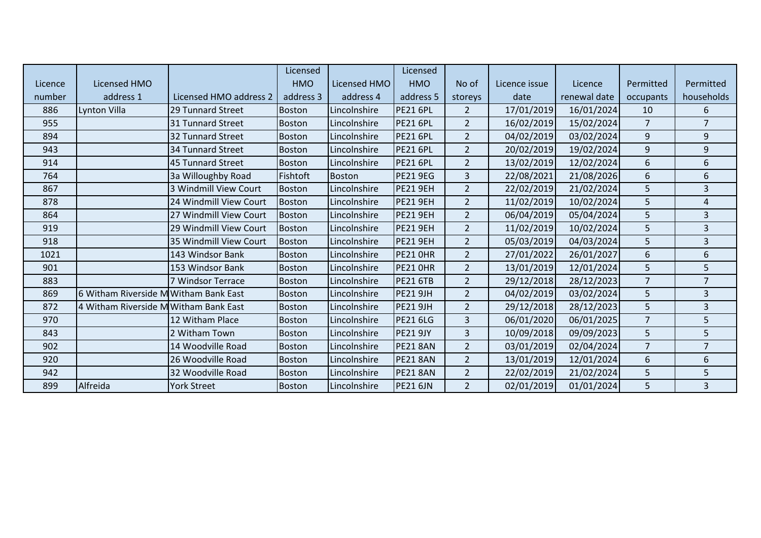| Licence number | Licensed HMO address 1 | Licensed HMO address 2 | Licensed HMO address 3 | Licensed HMO address 4 | Licensed HMO address 5 | No of storeys | Licence issue date | Licence renewal date | Permitted occupants | Permitted households |
|---|---|---|---|---|---|---|---|---|---|---|
| 886 | Lynton Villa | 29 Tunnard Street | Boston | Lincolnshire | PE21 6PL | 2 | 17/01/2019 | 16/01/2024 | 10 | 6 |
| 955 | | 31 Tunnard Street | Boston | Lincolnshire | PE21 6PL | 2 | 16/02/2019 | 15/02/2024 | 7 | 7 |
| 894 | | 32 Tunnard Street | Boston | Lincolnshire | PE21 6PL | 2 | 04/02/2019 | 03/02/2024 | 9 | 9 |
| 943 | | 34 Tunnard Street | Boston | Lincolnshire | PE21 6PL | 2 | 20/02/2019 | 19/02/2024 | 9 | 9 |
| 914 | | 45 Tunnard Street | Boston | Lincolnshire | PE21 6PL | 2 | 13/02/2019 | 12/02/2024 | 6 | 6 |
| 764 | | 3a Willoughby Road | Fishtoft | Boston | PE21 9EG | 3 | 22/08/2021 | 21/08/2026 | 6 | 6 |
| 867 | | 3 Windmill View Court | Boston | Lincolnshire | PE21 9EH | 2 | 22/02/2019 | 21/02/2024 | 5 | 3 |
| 878 | | 24 Windmill View Court | Boston | Lincolnshire | PE21 9EH | 2 | 11/02/2019 | 10/02/2024 | 5 | 4 |
| 864 | | 27 Windmill View Court | Boston | Lincolnshire | PE21 9EH | 2 | 06/04/2019 | 05/04/2024 | 5 | 3 |
| 919 | | 29 Windmill View Court | Boston | Lincolnshire | PE21 9EH | 2 | 11/02/2019 | 10/02/2024 | 5 | 3 |
| 918 | | 35 Windmill View Court | Boston | Lincolnshire | PE21 9EH | 2 | 05/03/2019 | 04/03/2024 | 5 | 3 |
| 1021 | | 143 Windsor Bank | Boston | Lincolnshire | PE21 0HR | 2 | 27/01/2022 | 26/01/2027 | 6 | 6 |
| 901 | | 153 Windsor Bank | Boston | Lincolnshire | PE21 0HR | 2 | 13/01/2019 | 12/01/2024 | 5 | 5 |
| 883 | | 7 Windsor Terrace | Boston | Lincolnshire | PE21 6TB | 2 | 29/12/2018 | 28/12/2023 | 7 | 7 |
| 869 | 6 Witham Riverside M | Witham Bank East | Boston | Lincolnshire | PE21 9JH | 2 | 04/02/2019 | 03/02/2024 | 5 | 3 |
| 872 | 4 Witham Riverside M | Witham Bank East | Boston | Lincolnshire | PE21 9JH | 2 | 29/12/2018 | 28/12/2023 | 5 | 3 |
| 970 | | 12 Witham Place | Boston | Lincolnshire | PE21 6LG | 3 | 06/01/2020 | 06/01/2025 | 7 | 5 |
| 843 | | 2 Witham Town | Boston | Lincolnshire | PE21 9JY | 3 | 10/09/2018 | 09/09/2023 | 5 | 5 |
| 902 | | 14 Woodville Road | Boston | Lincolnshire | PE21 8AN | 2 | 03/01/2019 | 02/04/2024 | 7 | 7 |
| 920 | | 26 Woodville Road | Boston | Lincolnshire | PE21 8AN | 2 | 13/01/2019 | 12/01/2024 | 6 | 6 |
| 942 | | 32 Woodville Road | Boston | Lincolnshire | PE21 8AN | 2 | 22/02/2019 | 21/02/2024 | 5 | 5 |
| 899 | Alfreida | York Street | Boston | Lincolnshire | PE21 6JN | 2 | 02/01/2019 | 01/01/2024 | 5 | 3 |